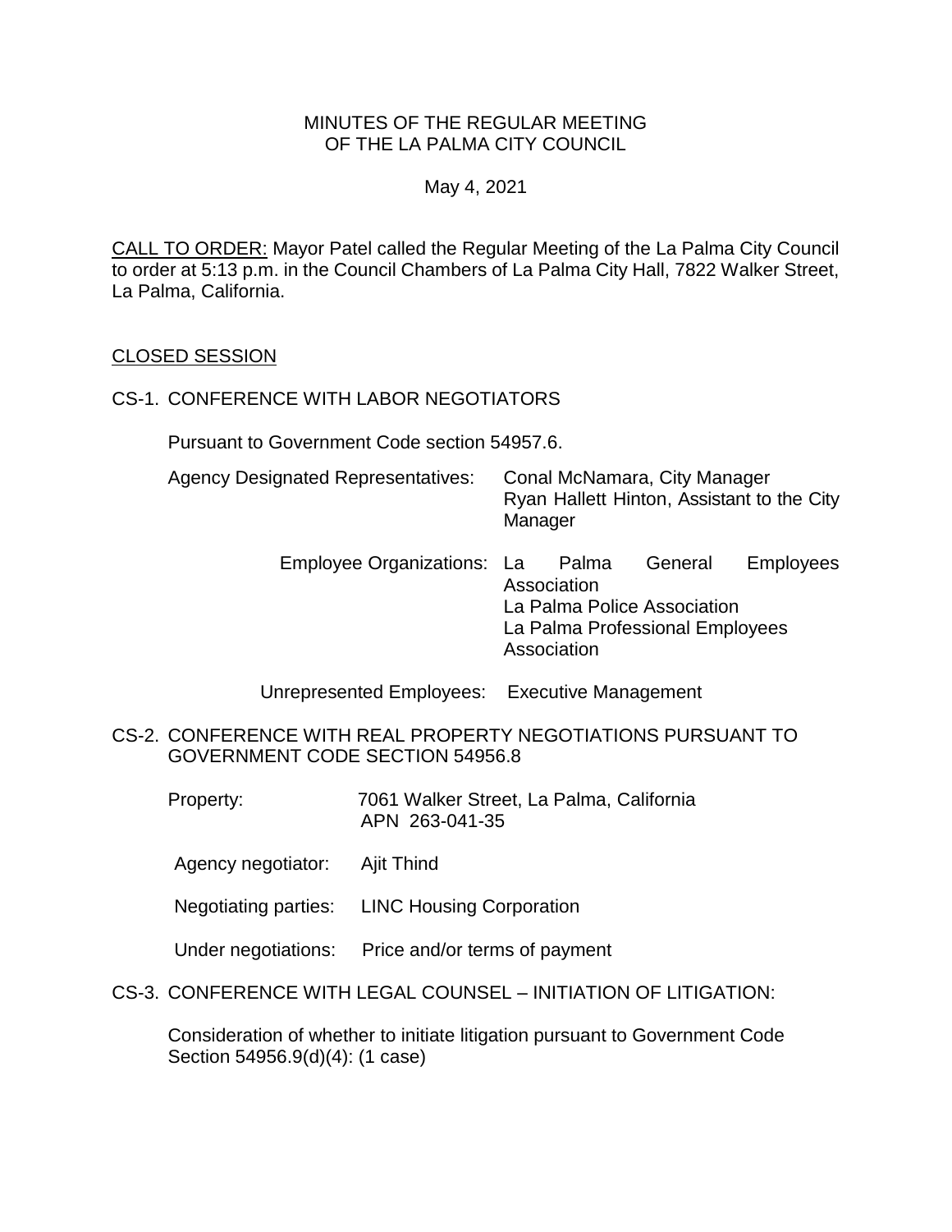MINUTES OF THE REGULAR MEETING
OF THE LA PALMA CITY COUNCIL

May 4, 2021

CALL TO ORDER: Mayor Patel called the Regular Meeting of the La Palma City Council to order at 5:13 p.m. in the Council Chambers of La Palma City Hall, 7822 Walker Street, La Palma, California.

## CLOSED SESSION

CS-1. CONFERENCE WITH LABOR NEGOTIATORS

Pursuant to Government Code section 54957.6.

Agency Designated Representatives: Conal McNamara, City Manager
Ryan Hallett Hinton, Assistant to the City Manager

Employee Organizations: La Palma General Employees Association
La Palma Police Association
La Palma Professional Employees Association

Unrepresented Employees: Executive Management

CS-2. CONFERENCE WITH REAL PROPERTY NEGOTIATIONS PURSUANT TO GOVERNMENT CODE SECTION 54956.8

Property: 7061 Walker Street, La Palma, California
APN 263-041-35

Agency negotiator: Ajit Thind

Negotiating parties: LINC Housing Corporation

Under negotiations: Price and/or terms of payment

CS-3. CONFERENCE WITH LEGAL COUNSEL – INITIATION OF LITIGATION:

Consideration of whether to initiate litigation pursuant to Government Code Section 54956.9(d)(4): (1 case)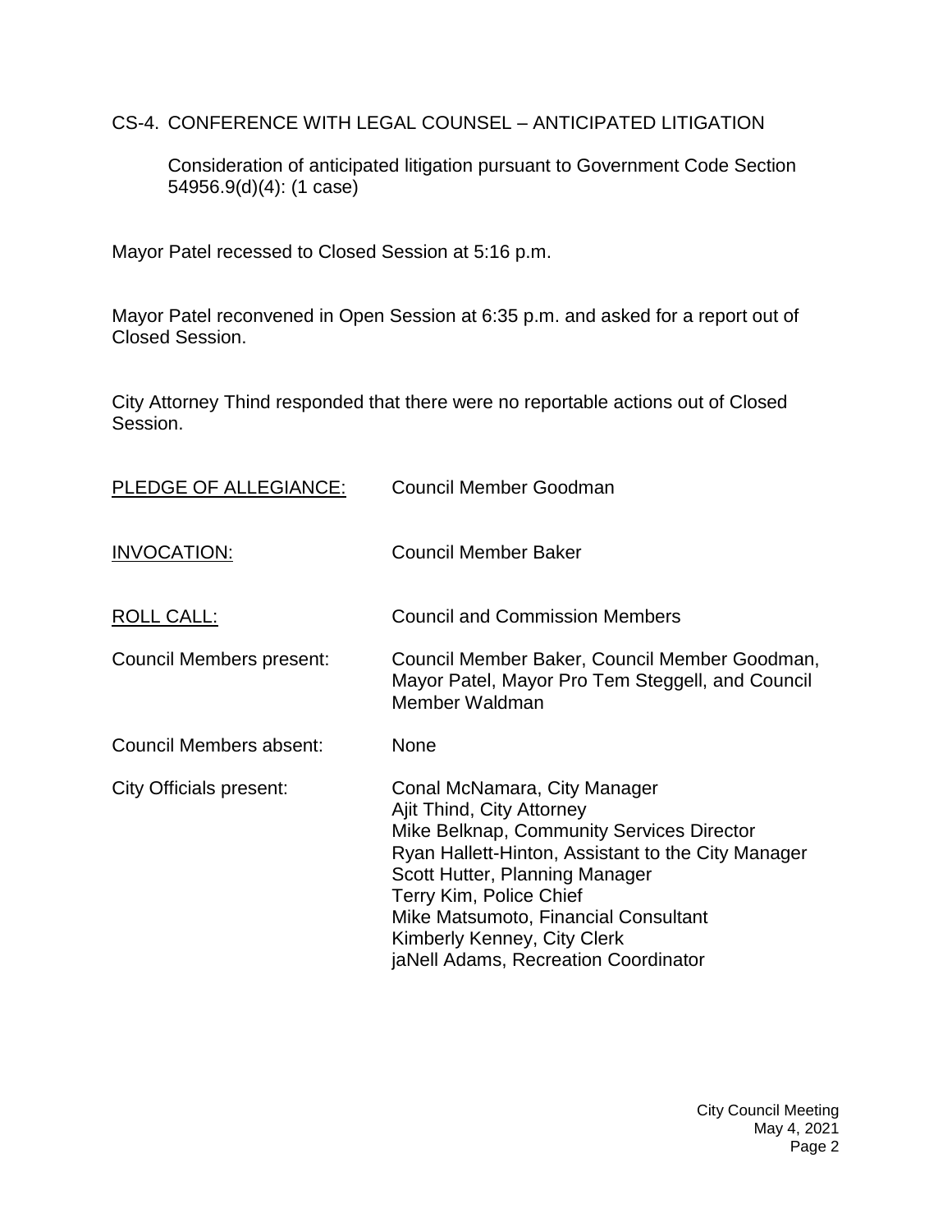CS-4. CONFERENCE WITH LEGAL COUNSEL – ANTICIPATED LITIGATION

Consideration of anticipated litigation pursuant to Government Code Section 54956.9(d)(4): (1 case)

Mayor Patel recessed to Closed Session at 5:16 p.m.

Mayor Patel reconvened in Open Session at 6:35 p.m. and asked for a report out of Closed Session.

City Attorney Thind responded that there were no reportable actions out of Closed Session.

| | |
|---|---|
| PLEDGE OF ALLEGIANCE: | Council Member Goodman |
| INVOCATION: | Council Member Baker |
| ROLL CALL: | Council and Commission Members |
| Council Members present: | Council Member Baker, Council Member Goodman, Mayor Patel, Mayor Pro Tem Steggell, and Council Member Waldman |
| Council Members absent: | None |
| City Officials present: | Conal McNamara, City Manager<br>Ajit Thind, City Attorney<br>Mike Belknap, Community Services Director<br>Ryan Hallett-Hinton, Assistant to the City Manager<br>Scott Hutter, Planning Manager<br>Terry Kim, Police Chief<br>Mike Matsumoto, Financial Consultant<br>Kimberly Kenney, City Clerk<br>jaNell Adams, Recreation Coordinator |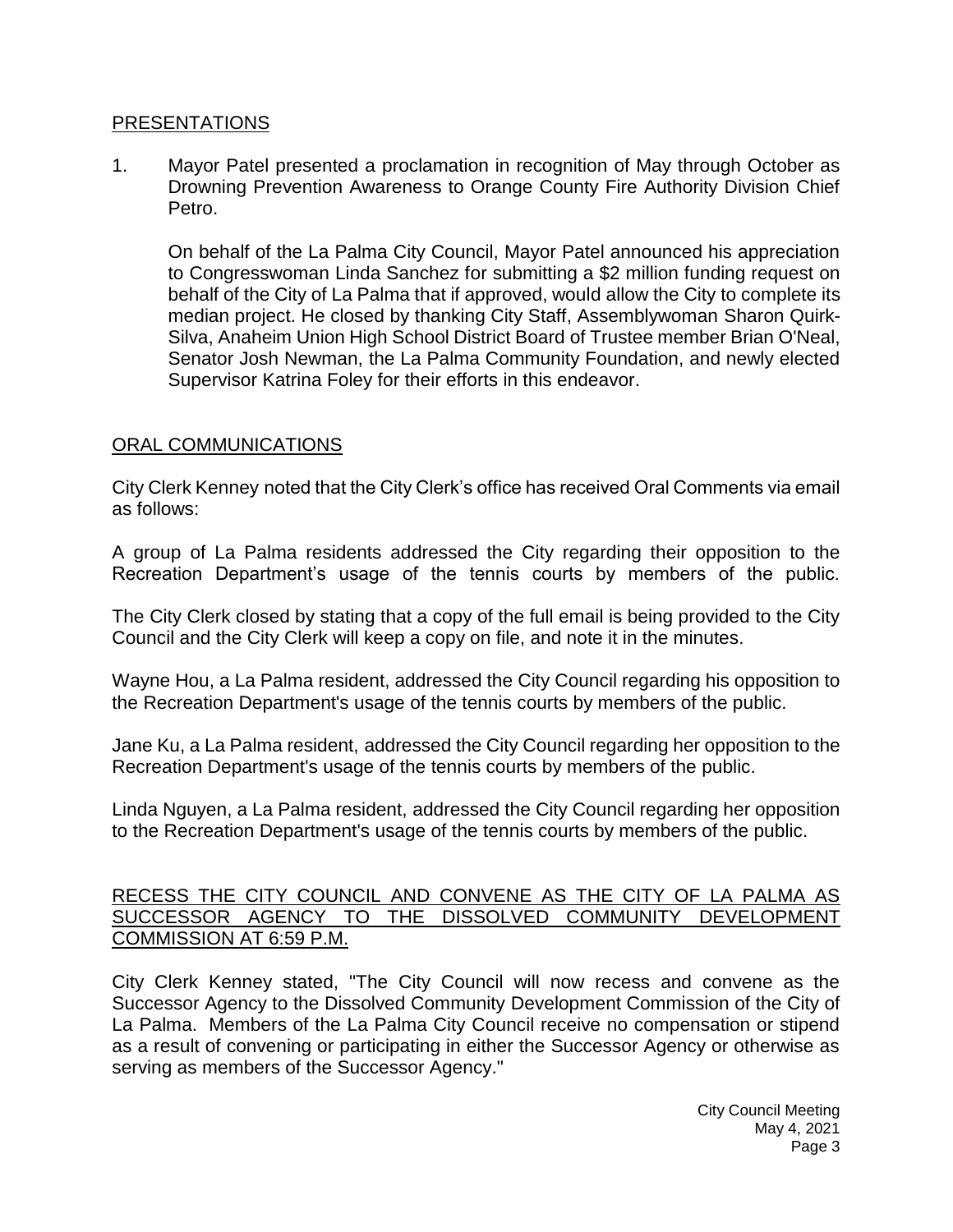## PRESENTATIONS

1. Mayor Patel presented a proclamation in recognition of May through October as Drowning Prevention Awareness to Orange County Fire Authority Division Chief Petro.

   On behalf of the La Palma City Council, Mayor Patel announced his appreciation to Congresswoman Linda Sanchez for submitting a $2 million funding request on behalf of the City of La Palma that if approved, would allow the City to complete its median project. He closed by thanking City Staff, Assemblywoman Sharon Quirk-Silva, Anaheim Union High School District Board of Trustee member Brian O'Neal, Senator Josh Newman, the La Palma Community Foundation, and newly elected Supervisor Katrina Foley for their efforts in this endeavor.

## ORAL COMMUNICATIONS

City Clerk Kenney noted that the City Clerk's office has received Oral Comments via email as follows:

A group of La Palma residents addressed the City regarding their opposition to the Recreation Department's usage of the tennis courts by members of the public.

The City Clerk closed by stating that a copy of the full email is being provided to the City Council and the City Clerk will keep a copy on file, and note it in the minutes.

Wayne Hou, a La Palma resident, addressed the City Council regarding his opposition to the Recreation Department's usage of the tennis courts by members of the public.

Jane Ku, a La Palma resident, addressed the City Council regarding her opposition to the Recreation Department's usage of the tennis courts by members of the public.

Linda Nguyen, a La Palma resident, addressed the City Council regarding her opposition to the Recreation Department's usage of the tennis courts by members of the public.

## RECESS THE CITY COUNCIL AND CONVENE AS THE CITY OF LA PALMA AS SUCCESSOR AGENCY TO THE DISSOLVED COMMUNITY DEVELOPMENT COMMISSION AT 6:59 P.M.

City Clerk Kenney stated, "The City Council will now recess and convene as the Successor Agency to the Dissolved Community Development Commission of the City of La Palma. Members of the La Palma City Council receive no compensation or stipend as a result of convening or participating in either the Successor Agency or otherwise as serving as members of the Successor Agency."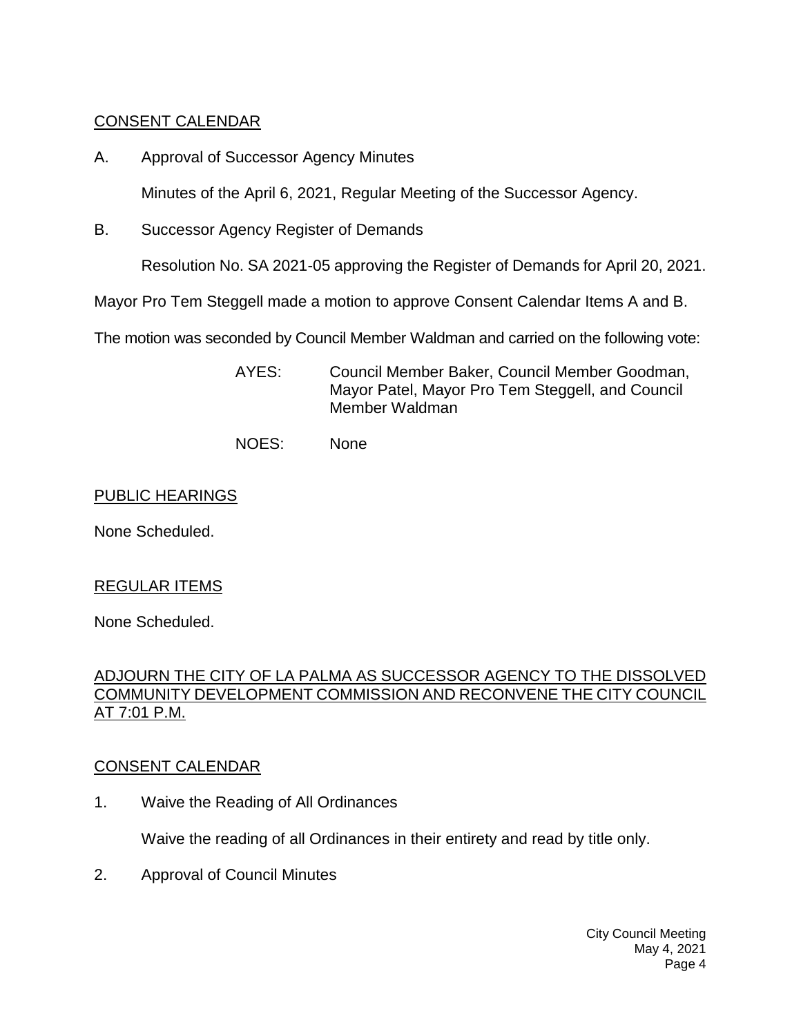CONSENT CALENDAR

A. Approval of Successor Agency Minutes

Minutes of the April 6, 2021, Regular Meeting of the Successor Agency.

B. Successor Agency Register of Demands

Resolution No. SA 2021-05 approving the Register of Demands for April 20, 2021.

Mayor Pro Tem Steggell made a motion to approve Consent Calendar Items A and B.

The motion was seconded by Council Member Waldman and carried on the following vote:

AYES: Council Member Baker, Council Member Goodman, Mayor Patel, Mayor Pro Tem Steggell, and Council Member Waldman

NOES: None

PUBLIC HEARINGS

None Scheduled.

REGULAR ITEMS

None Scheduled.

ADJOURN THE CITY OF LA PALMA AS SUCCESSOR AGENCY TO THE DISSOLVED COMMUNITY DEVELOPMENT COMMISSION AND RECONVENE THE CITY COUNCIL AT 7:01 P.M.

CONSENT CALENDAR

1. Waive the Reading of All Ordinances

Waive the reading of all Ordinances in their entirety and read by title only.

2. Approval of Council Minutes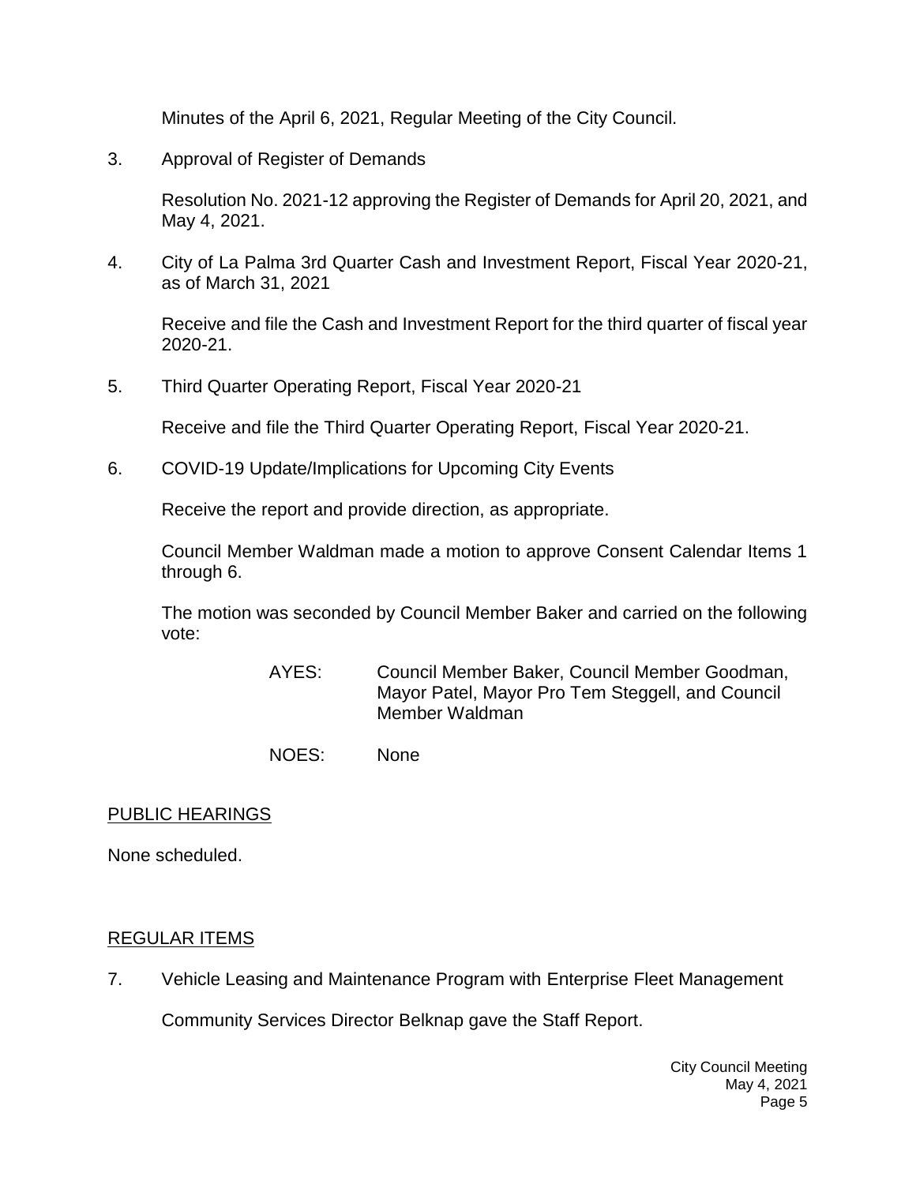Minutes of the April 6, 2021, Regular Meeting of the City Council.

3. Approval of Register of Demands

   Resolution No. 2021-12 approving the Register of Demands for April 20, 2021, and May 4, 2021.

4. City of La Palma 3rd Quarter Cash and Investment Report, Fiscal Year 2020-21, as of March 31, 2021

   Receive and file the Cash and Investment Report for the third quarter of fiscal year 2020-21.

5. Third Quarter Operating Report, Fiscal Year 2020-21

   Receive and file the Third Quarter Operating Report, Fiscal Year 2020-21.

6. COVID-19 Update/Implications for Upcoming City Events

   Receive the report and provide direction, as appropriate.

   Council Member Waldman made a motion to approve Consent Calendar Items 1 through 6.

   The motion was seconded by Council Member Baker and carried on the following vote:

   AYES: Council Member Baker, Council Member Goodman, Mayor Patel, Mayor Pro Tem Steggell, and Council Member Waldman

   NOES: None

## PUBLIC HEARINGS

None scheduled.

## REGULAR ITEMS

7. Vehicle Leasing and Maintenance Program with Enterprise Fleet Management

   Community Services Director Belknap gave the Staff Report.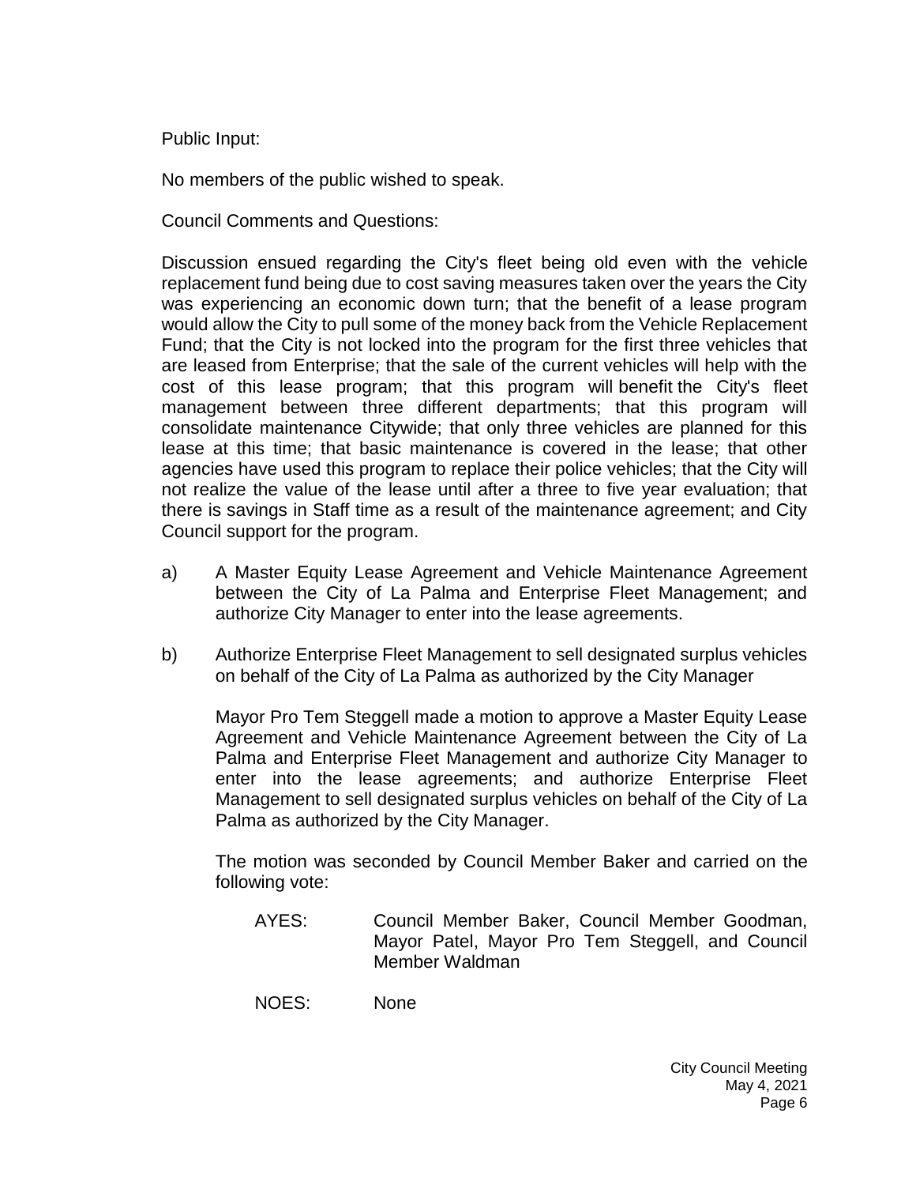Public Input:

No members of the public wished to speak.

Council Comments and Questions:

Discussion ensued regarding the City's fleet being old even with the vehicle replacement fund being due to cost saving measures taken over the years the City was experiencing an economic down turn; that the benefit of a lease program would allow the City to pull some of the money back from the Vehicle Replacement Fund; that the City is not locked into the program for the first three vehicles that are leased from Enterprise; that the sale of the current vehicles will help with the cost of this lease program; that this program will benefit the City's fleet management between three different departments; that this program will consolidate maintenance Citywide; that only three vehicles are planned for this lease at this time; that basic maintenance is covered in the lease; that other agencies have used this program to replace their police vehicles; that the City will not realize the value of the lease until after a three to five year evaluation; that there is savings in Staff time as a result of the maintenance agreement; and City Council support for the program.

a) A Master Equity Lease Agreement and Vehicle Maintenance Agreement between the City of La Palma and Enterprise Fleet Management; and authorize City Manager to enter into the lease agreements.

b) Authorize Enterprise Fleet Management to sell designated surplus vehicles on behalf of the City of La Palma as authorized by the City Manager

Mayor Pro Tem Steggell made a motion to approve a Master Equity Lease Agreement and Vehicle Maintenance Agreement between the City of La Palma and Enterprise Fleet Management and authorize City Manager to enter into the lease agreements; and authorize Enterprise Fleet Management to sell designated surplus vehicles on behalf of the City of La Palma as authorized by the City Manager.

The motion was seconded by Council Member Baker and carried on the following vote:

AYES: Council Member Baker, Council Member Goodman, Mayor Patel, Mayor Pro Tem Steggell, and Council Member Waldman

NOES: None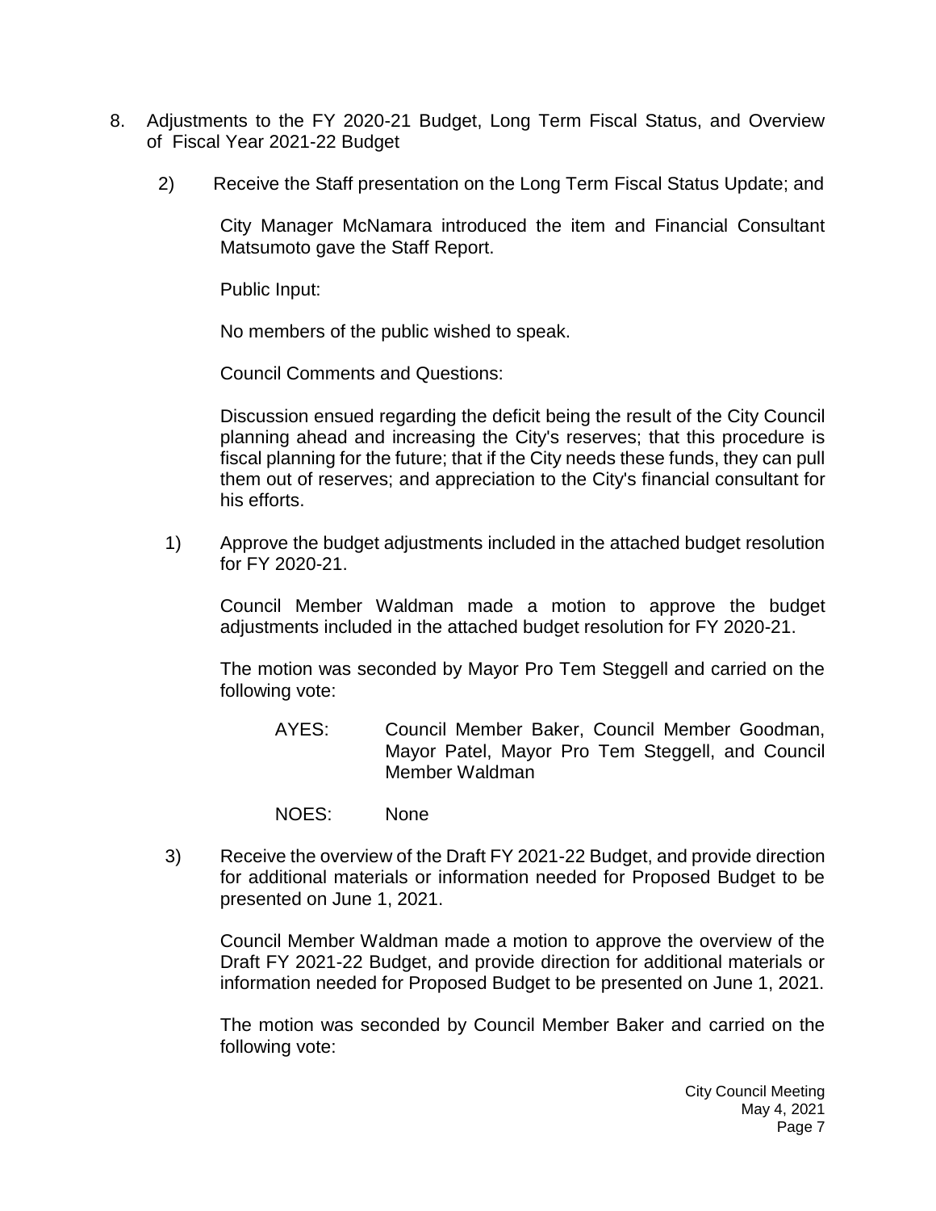8. Adjustments to the FY 2020-21 Budget, Long Term Fiscal Status, and Overview of Fiscal Year 2021-22 Budget

   2) Receive the Staff presentation on the Long Term Fiscal Status Update; and

      City Manager McNamara introduced the item and Financial Consultant Matsumoto gave the Staff Report.

      Public Input:

      No members of the public wished to speak.

      Council Comments and Questions:

      Discussion ensued regarding the deficit being the result of the City Council planning ahead and increasing the City's reserves; that this procedure is fiscal planning for the future; that if the City needs these funds, they can pull them out of reserves; and appreciation to the City's financial consultant for his efforts.

   1) Approve the budget adjustments included in the attached budget resolution for FY 2020-21.

      Council Member Waldman made a motion to approve the budget adjustments included in the attached budget resolution for FY 2020-21.

      The motion was seconded by Mayor Pro Tem Steggell and carried on the following vote:

      AYES: Council Member Baker, Council Member Goodman, Mayor Patel, Mayor Pro Tem Steggell, and Council Member Waldman

      NOES: None

   3) Receive the overview of the Draft FY 2021-22 Budget, and provide direction for additional materials or information needed for Proposed Budget to be presented on June 1, 2021.

      Council Member Waldman made a motion to approve the overview of the Draft FY 2021-22 Budget, and provide direction for additional materials or information needed for Proposed Budget to be presented on June 1, 2021.

      The motion was seconded by Council Member Baker and carried on the following vote: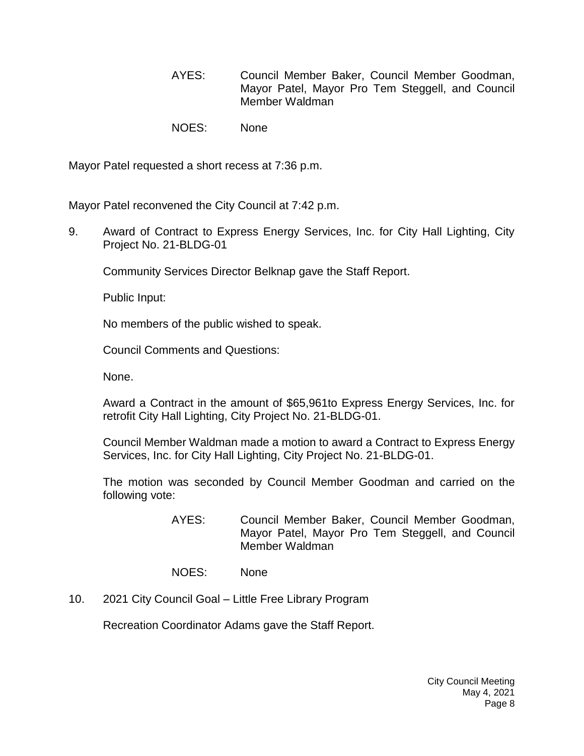AYES: Council Member Baker, Council Member Goodman, Mayor Patel, Mayor Pro Tem Steggell, and Council Member Waldman

NOES: None

Mayor Patel requested a short recess at 7:36 p.m.

Mayor Patel reconvened the City Council at 7:42 p.m.

9. Award of Contract to Express Energy Services, Inc. for City Hall Lighting, City Project No. 21-BLDG-01

   Community Services Director Belknap gave the Staff Report.

   Public Input:

   No members of the public wished to speak.

   Council Comments and Questions:

   None.

   Award a Contract in the amount of $65,961to Express Energy Services, Inc. for retrofit City Hall Lighting, City Project No. 21-BLDG-01.

   Council Member Waldman made a motion to award a Contract to Express Energy Services, Inc. for City Hall Lighting, City Project No. 21-BLDG-01.

   The motion was seconded by Council Member Goodman and carried on the following vote:

   AYES: Council Member Baker, Council Member Goodman, Mayor Patel, Mayor Pro Tem Steggell, and Council Member Waldman

   NOES: None

10. 2021 City Council Goal – Little Free Library Program

    Recreation Coordinator Adams gave the Staff Report.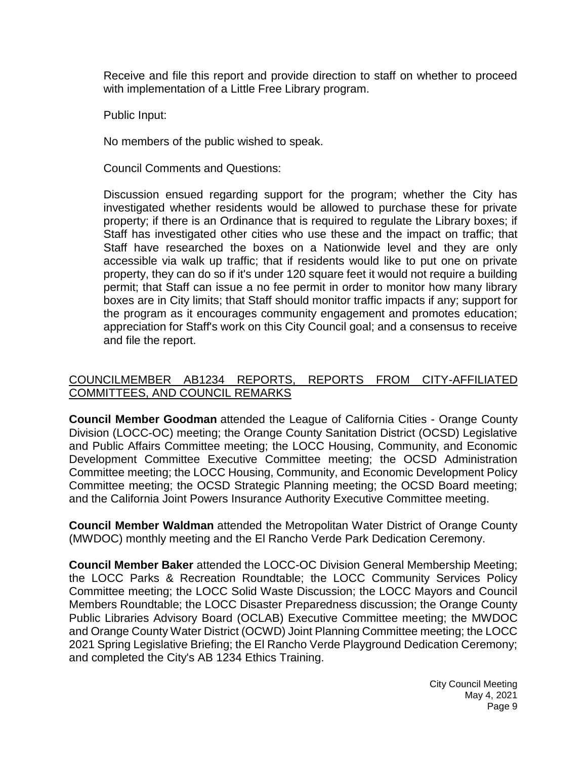Receive and file this report and provide direction to staff on whether to proceed with implementation of a Little Free Library program.

Public Input:

No members of the public wished to speak.

Council Comments and Questions:

Discussion ensued regarding support for the program; whether the City has investigated whether residents would be allowed to purchase these for private property; if there is an Ordinance that is required to regulate the Library boxes; if Staff has investigated other cities who use these and the impact on traffic; that Staff have researched the boxes on a Nationwide level and they are only accessible via walk up traffic; that if residents would like to put one on private property, they can do so if it's under 120 square feet it would not require a building permit; that Staff can issue a no fee permit in order to monitor how many library boxes are in City limits; that Staff should monitor traffic impacts if any; support for the program as it encourages community engagement and promotes education; appreciation for Staff's work on this City Council goal; and a consensus to receive and file the report.

## COUNCILMEMBER AB1234 REPORTS, REPORTS FROM CITY-AFFILIATED COMMITTEES, AND COUNCIL REMARKS

**Council Member Goodman** attended the League of California Cities - Orange County Division (LOCC-OC) meeting; the Orange County Sanitation District (OCSD) Legislative and Public Affairs Committee meeting; the LOCC Housing, Community, and Economic Development Committee Executive Committee meeting; the OCSD Administration Committee meeting; the LOCC Housing, Community, and Economic Development Policy Committee meeting; the OCSD Strategic Planning meeting; the OCSD Board meeting; and the California Joint Powers Insurance Authority Executive Committee meeting.

**Council Member Waldman** attended the Metropolitan Water District of Orange County (MWDOC) monthly meeting and the El Rancho Verde Park Dedication Ceremony.

**Council Member Baker** attended the LOCC-OC Division General Membership Meeting; the LOCC Parks & Recreation Roundtable; the LOCC Community Services Policy Committee meeting; the LOCC Solid Waste Discussion; the LOCC Mayors and Council Members Roundtable; the LOCC Disaster Preparedness discussion; the Orange County Public Libraries Advisory Board (OCLAB) Executive Committee meeting; the MWDOC and Orange County Water District (OCWD) Joint Planning Committee meeting; the LOCC 2021 Spring Legislative Briefing; the El Rancho Verde Playground Dedication Ceremony; and completed the City's AB 1234 Ethics Training.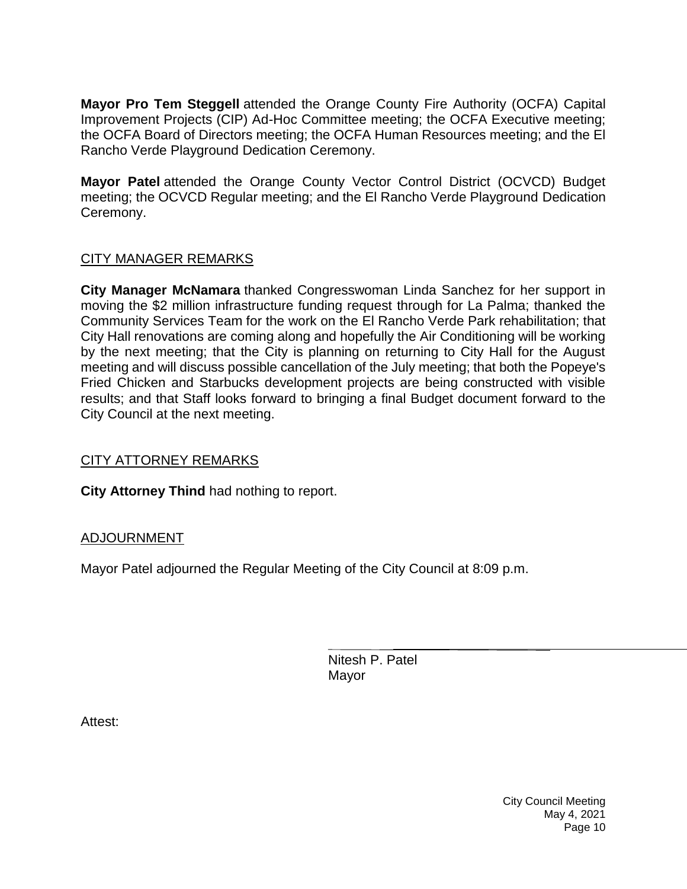**Mayor Pro Tem Steggell** attended the Orange County Fire Authority (OCFA) Capital Improvement Projects (CIP) Ad-Hoc Committee meeting; the OCFA Executive meeting; the OCFA Board of Directors meeting; the OCFA Human Resources meeting; and the El Rancho Verde Playground Dedication Ceremony.

**Mayor Patel** attended the Orange County Vector Control District (OCVCD) Budget meeting; the OCVCD Regular meeting; and the El Rancho Verde Playground Dedication Ceremony.

## CITY MANAGER REMARKS

**City Manager McNamara** thanked Congresswoman Linda Sanchez for her support in moving the $2 million infrastructure funding request through for La Palma; thanked the Community Services Team for the work on the El Rancho Verde Park rehabilitation; that City Hall renovations are coming along and hopefully the Air Conditioning will be working by the next meeting; that the City is planning on returning to City Hall for the August meeting and will discuss possible cancellation of the July meeting; that both the Popeye's Fried Chicken and Starbucks development projects are being constructed with visible results; and that Staff looks forward to bringing a final Budget document forward to the City Council at the next meeting.

## CITY ATTORNEY REMARKS

**City Attorney Thind** had nothing to report.

## ADJOURNMENT

Mayor Patel adjourned the Regular Meeting of the City Council at 8:09 p.m.

Nitesh P. Patel
Mayor

Attest: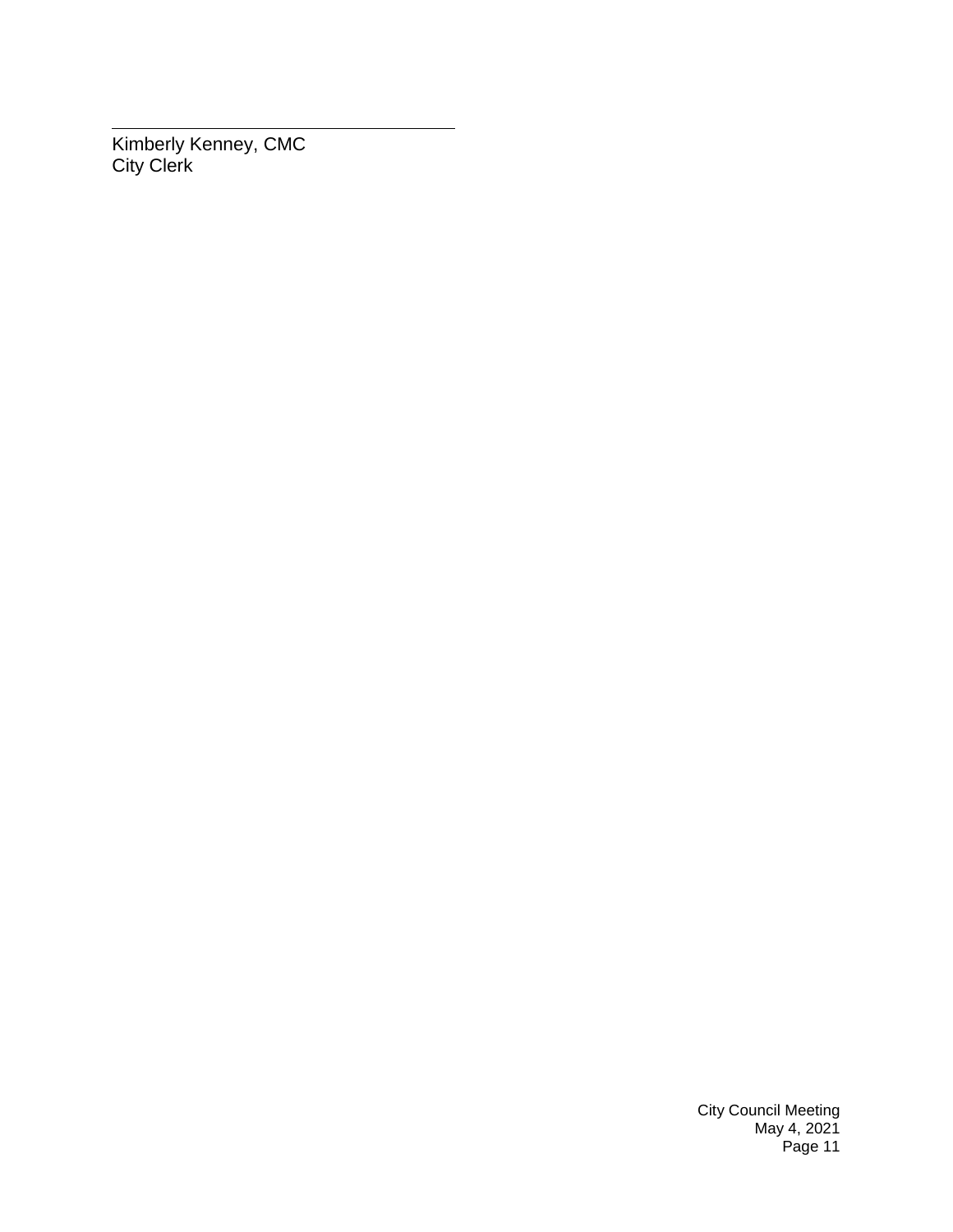\_\_\_\_\_\_\_\_\_\_\_\_\_\_\_\_\_\_\_\_\_\_\_\_\_\_\_\_\_\_\_\_\_\_\_\_\_\_\_\_

Kimberly Kenney, CMC
City Clerk